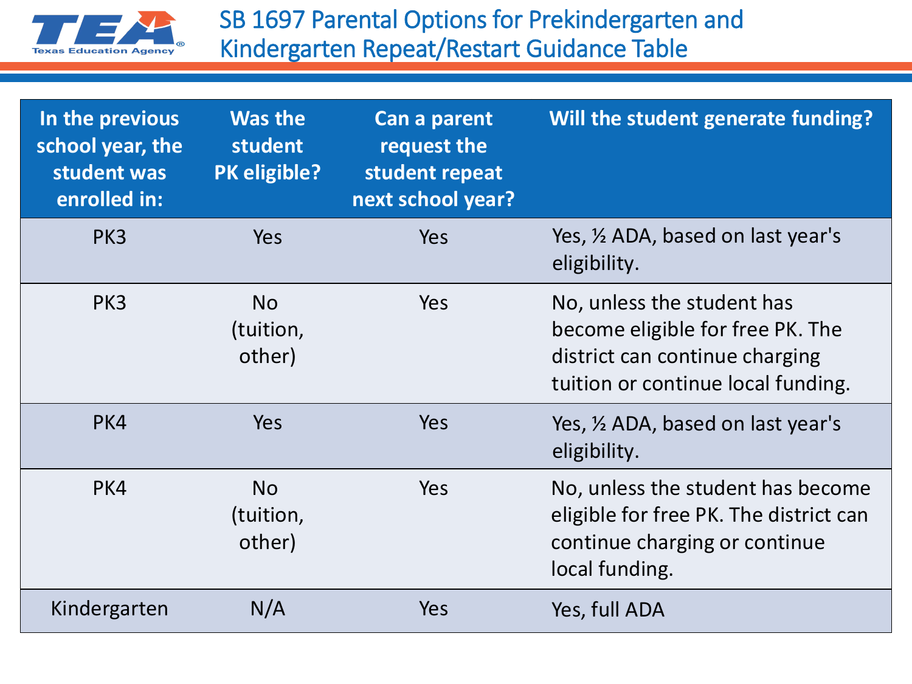# SB 1697 Parental Options for Prekindergarten and Kindergarten Repeat/Restart Guidance Table

| In the previous school year, the student was enrolled in: | Was the student PK eligible? | Can a parent request the student repeat next school year? | Will the student generate funding? |
|---|---|---|---|
| PK3 | Yes | Yes | Yes, ½ ADA, based on last year's eligibility. |
| PK3 | No (tuition, other) | Yes | No, unless the student has become eligible for free PK. The district can continue charging tuition or continue local funding. |
| PK4 | Yes | Yes | Yes, ½ ADA, based on last year's eligibility. |
| PK4 | No (tuition, other) | Yes | No, unless the student has become eligible for free PK. The district can continue charging or continue local funding. |
| Kindergarten | N/A | Yes | Yes, full ADA |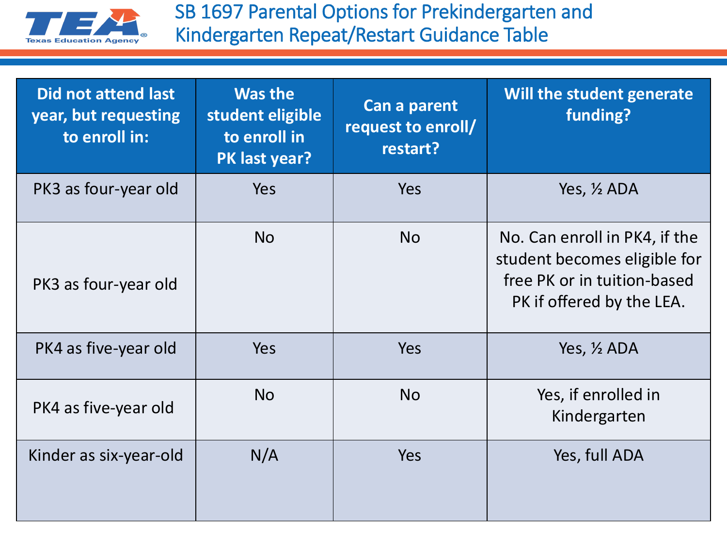# SB 1697 Parental Options for Prekindergarten and Kindergarten Repeat/Restart Guidance Table

| Did not attend last year, but requesting to enroll in: | Was the student eligible to enroll in PK last year? | Can a parent request to enroll/ restart? | Will the student generate funding? |
|---|---|---|---|
| PK3 as four-year old | Yes | Yes | Yes, ½ ADA |
| PK3 as four-year old | No | No | No. Can enroll in PK4, if the student becomes eligible for free PK or in tuition-based PK if offered by the LEA. |
| PK4 as five-year old | Yes | Yes | Yes, ½ ADA |
| PK4 as five-year old | No | No | Yes, if enrolled in Kindergarten |
| Kinder as six-year-old | N/A | Yes | Yes, full ADA |